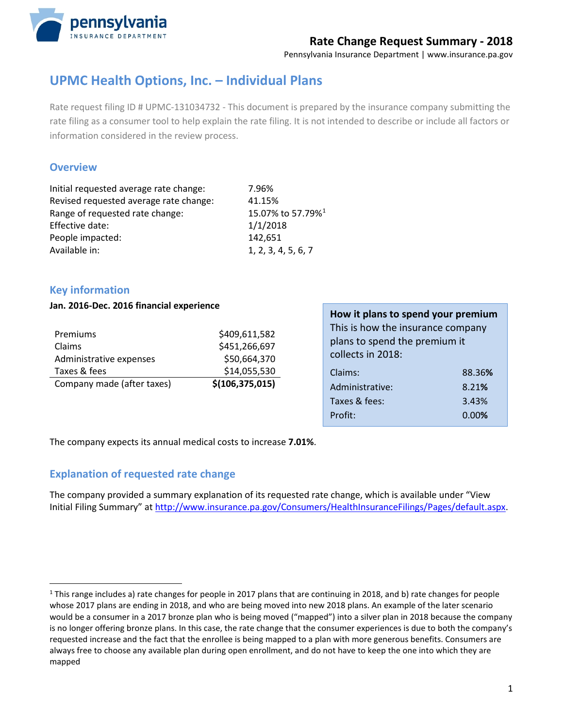# Rate Change Request Summary - 2018

Pennsylvania Insurance Department | www.insurance.pa.gov

## UPMC Health Options, Inc. – Individual Plans

Rate request filing ID # UPMC-131034732 - This document is prepared by the insurance company submitting the rate filing as a consumer tool to help explain the rate filing. It is not intended to describe or include all factors or information considered in the review process.

### Overview

| | |
|---|---|
| Initial requested average rate change: | 7.96% |
| Revised requested average rate change: | 41.15% |
| Range of requested rate change: | 15.07% to 57.79%[1] |
| Effective date: | 1/1/2018 |
| People impacted: | 142,651 |
| Available in: | 1, 2, 3, 4, 5, 6, 7 |

### Key information

**Jan. 2016-Dec. 2016 financial experience**

| | |
|---|---|
| Premiums | $409,611,582 |
| Claims | $451,266,697 |
| Administrative expenses | $50,664,370 |
| Taxes & fees | $14,055,530 |
| Company made (after taxes) | **$(106,375,015)** |

**How it plans to spend your premium**

This is how the insurance company plans to spend the premium it collects in 2018:

| | |
|---|---|
| Claims: | 88.36% |
| Administrative: | 8.21% |
| Taxes & fees: | 3.43% |
| Profit: | 0.00% |

The company expects its annual medical costs to increase **7.01%**.

### Explanation of requested rate change

The company provided a summary explanation of its requested rate change, which is available under "View Initial Filing Summary" at http://www.insurance.pa.gov/Consumers/HealthInsuranceFilings/Pages/default.aspx.

[1] This range includes a) rate changes for people in 2017 plans that are continuing in 2018, and b) rate changes for people whose 2017 plans are ending in 2018, and who are being moved into new 2018 plans. An example of the later scenario would be a consumer in a 2017 bronze plan who is being moved ("mapped") into a silver plan in 2018 because the company is no longer offering bronze plans. In this case, the rate change that the consumer experiences is due to both the company's requested increase and the fact that the enrollee is being mapped to a plan with more generous benefits. Consumers are always free to choose any available plan during open enrollment, and do not have to keep the one into which they are mapped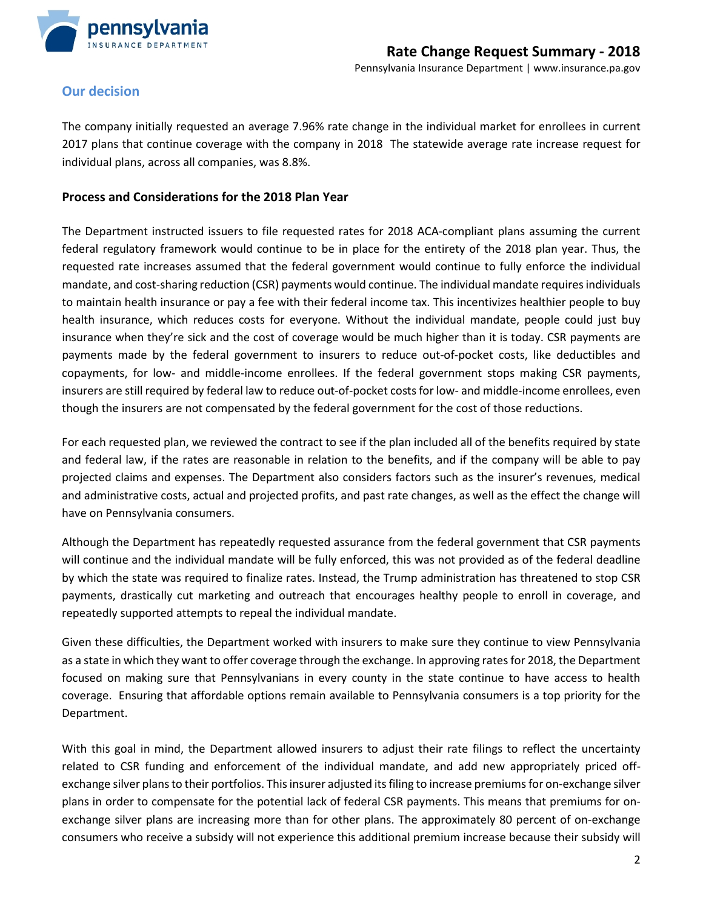## Our decision

The company initially requested an average 7.96% rate change in the individual market for enrollees in current 2017 plans that continue coverage with the company in 2018  The statewide average rate increase request for individual plans, across all companies, was 8.8%.

### Process and Considerations for the 2018 Plan Year

The Department instructed issuers to file requested rates for 2018 ACA-compliant plans assuming the current federal regulatory framework would continue to be in place for the entirety of the 2018 plan year. Thus, the requested rate increases assumed that the federal government would continue to fully enforce the individual mandate, and cost-sharing reduction (CSR) payments would continue. The individual mandate requires individuals to maintain health insurance or pay a fee with their federal income tax. This incentivizes healthier people to buy health insurance, which reduces costs for everyone. Without the individual mandate, people could just buy insurance when they're sick and the cost of coverage would be much higher than it is today. CSR payments are payments made by the federal government to insurers to reduce out-of-pocket costs, like deductibles and copayments, for low- and middle-income enrollees. If the federal government stops making CSR payments, insurers are still required by federal law to reduce out-of-pocket costs for low- and middle-income enrollees, even though the insurers are not compensated by the federal government for the cost of those reductions.

For each requested plan, we reviewed the contract to see if the plan included all of the benefits required by state and federal law, if the rates are reasonable in relation to the benefits, and if the company will be able to pay projected claims and expenses. The Department also considers factors such as the insurer's revenues, medical and administrative costs, actual and projected profits, and past rate changes, as well as the effect the change will have on Pennsylvania consumers.

Although the Department has repeatedly requested assurance from the federal government that CSR payments will continue and the individual mandate will be fully enforced, this was not provided as of the federal deadline by which the state was required to finalize rates. Instead, the Trump administration has threatened to stop CSR payments, drastically cut marketing and outreach that encourages healthy people to enroll in coverage, and repeatedly supported attempts to repeal the individual mandate.

Given these difficulties, the Department worked with insurers to make sure they continue to view Pennsylvania as a state in which they want to offer coverage through the exchange. In approving rates for 2018, the Department focused on making sure that Pennsylvanians in every county in the state continue to have access to health coverage.  Ensuring that affordable options remain available to Pennsylvania consumers is a top priority for the Department.

With this goal in mind, the Department allowed insurers to adjust their rate filings to reflect the uncertainty related to CSR funding and enforcement of the individual mandate, and add new appropriately priced off-exchange silver plans to their portfolios. This insurer adjusted its filing to increase premiums for on-exchange silver plans in order to compensate for the potential lack of federal CSR payments. This means that premiums for on-exchange silver plans are increasing more than for other plans. The approximately 80 percent of on-exchange consumers who receive a subsidy will not experience this additional premium increase because their subsidy will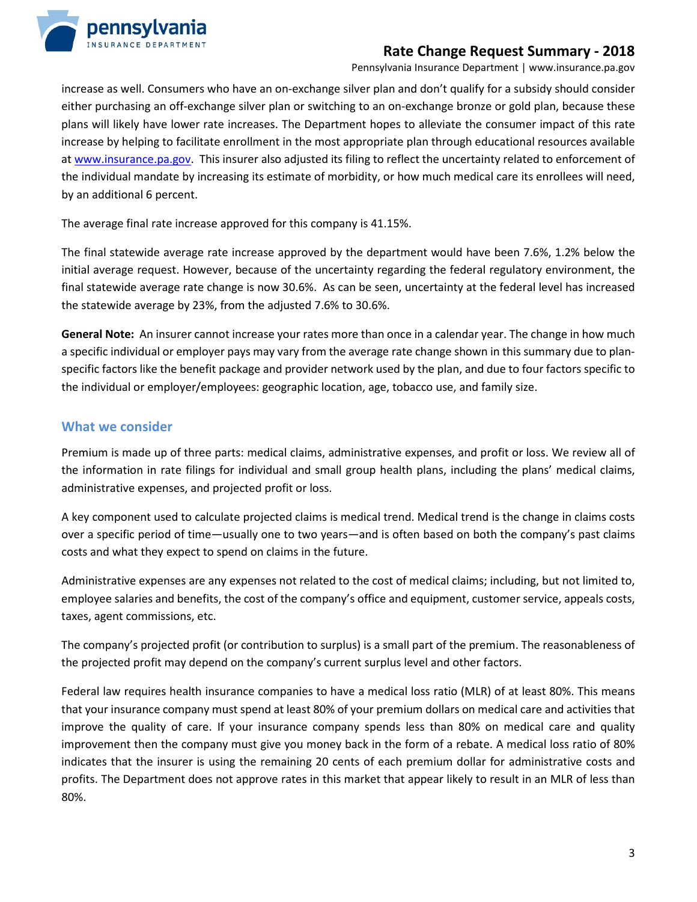increase as well. Consumers who have an on-exchange silver plan and don't qualify for a subsidy should consider either purchasing an off-exchange silver plan or switching to an on-exchange bronze or gold plan, because these plans will likely have lower rate increases. The Department hopes to alleviate the consumer impact of this rate increase by helping to facilitate enrollment in the most appropriate plan through educational resources available at www.insurance.pa.gov. This insurer also adjusted its filing to reflect the uncertainty related to enforcement of the individual mandate by increasing its estimate of morbidity, or how much medical care its enrollees will need, by an additional 6 percent.

The average final rate increase approved for this company is 41.15%.

The final statewide average rate increase approved by the department would have been 7.6%, 1.2% below the initial average request. However, because of the uncertainty regarding the federal regulatory environment, the final statewide average rate change is now 30.6%. As can be seen, uncertainty at the federal level has increased the statewide average by 23%, from the adjusted 7.6% to 30.6%.

**General Note:** An insurer cannot increase your rates more than once in a calendar year. The change in how much a specific individual or employer pays may vary from the average rate change shown in this summary due to plan-specific factors like the benefit package and provider network used by the plan, and due to four factors specific to the individual or employer/employees: geographic location, age, tobacco use, and family size.

## What we consider

Premium is made up of three parts: medical claims, administrative expenses, and profit or loss. We review all of the information in rate filings for individual and small group health plans, including the plans' medical claims, administrative expenses, and projected profit or loss.

A key component used to calculate projected claims is medical trend. Medical trend is the change in claims costs over a specific period of time—usually one to two years—and is often based on both the company's past claims costs and what they expect to spend on claims in the future.

Administrative expenses are any expenses not related to the cost of medical claims; including, but not limited to, employee salaries and benefits, the cost of the company's office and equipment, customer service, appeals costs, taxes, agent commissions, etc.

The company's projected profit (or contribution to surplus) is a small part of the premium. The reasonableness of the projected profit may depend on the company's current surplus level and other factors.

Federal law requires health insurance companies to have a medical loss ratio (MLR) of at least 80%. This means that your insurance company must spend at least 80% of your premium dollars on medical care and activities that improve the quality of care. If your insurance company spends less than 80% on medical care and quality improvement then the company must give you money back in the form of a rebate. A medical loss ratio of 80% indicates that the insurer is using the remaining 20 cents of each premium dollar for administrative costs and profits. The Department does not approve rates in this market that appear likely to result in an MLR of less than 80%.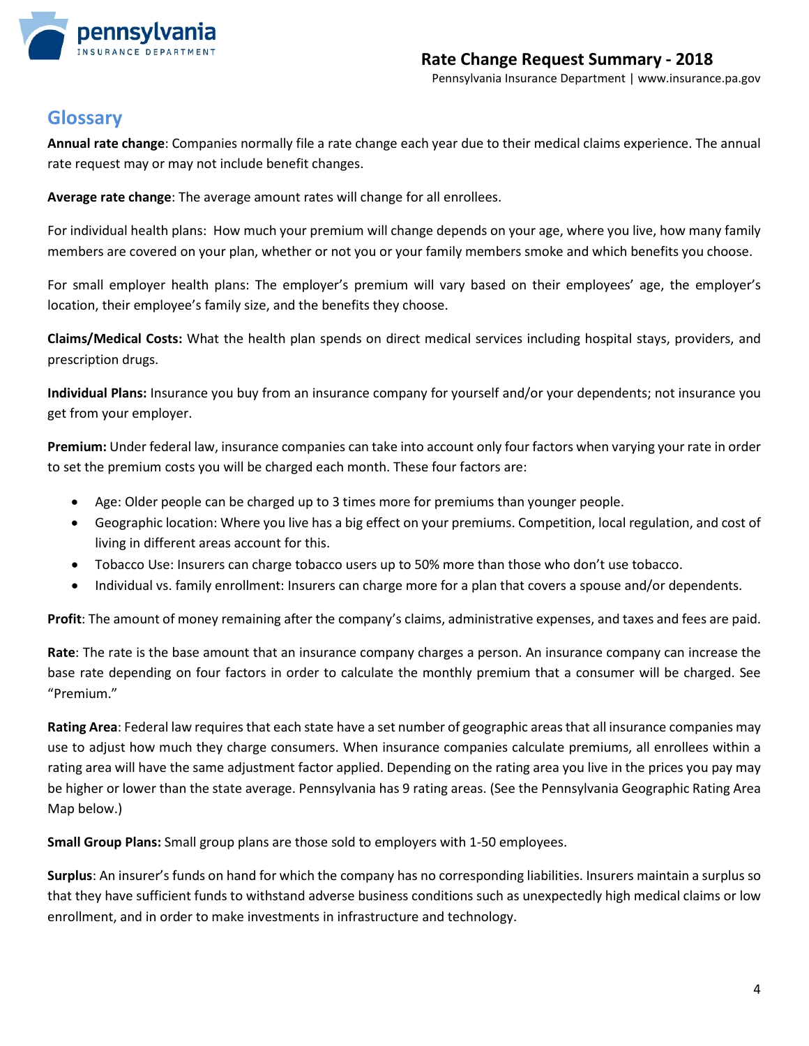## Glossary

**Annual rate change**: Companies normally file a rate change each year due to their medical claims experience. The annual rate request may or may not include benefit changes.

**Average rate change**: The average amount rates will change for all enrollees.

For individual health plans: How much your premium will change depends on your age, where you live, how many family members are covered on your plan, whether or not you or your family members smoke and which benefits you choose.

For small employer health plans: The employer's premium will vary based on their employees' age, the employer's location, their employee's family size, and the benefits they choose.

**Claims/Medical Costs:** What the health plan spends on direct medical services including hospital stays, providers, and prescription drugs.

**Individual Plans:** Insurance you buy from an insurance company for yourself and/or your dependents; not insurance you get from your employer.

**Premium:** Under federal law, insurance companies can take into account only four factors when varying your rate in order to set the premium costs you will be charged each month. These four factors are:

- Age: Older people can be charged up to 3 times more for premiums than younger people.
- Geographic location: Where you live has a big effect on your premiums. Competition, local regulation, and cost of living in different areas account for this.
- Tobacco Use: Insurers can charge tobacco users up to 50% more than those who don't use tobacco.
- Individual vs. family enrollment: Insurers can charge more for a plan that covers a spouse and/or dependents.

**Profit**: The amount of money remaining after the company's claims, administrative expenses, and taxes and fees are paid.

**Rate**: The rate is the base amount that an insurance company charges a person. An insurance company can increase the base rate depending on four factors in order to calculate the monthly premium that a consumer will be charged. See "Premium."

**Rating Area**: Federal law requires that each state have a set number of geographic areas that all insurance companies may use to adjust how much they charge consumers. When insurance companies calculate premiums, all enrollees within a rating area will have the same adjustment factor applied. Depending on the rating area you live in the prices you pay may be higher or lower than the state average. Pennsylvania has 9 rating areas. (See the Pennsylvania Geographic Rating Area Map below.)

**Small Group Plans:** Small group plans are those sold to employers with 1-50 employees.

**Surplus**: An insurer's funds on hand for which the company has no corresponding liabilities. Insurers maintain a surplus so that they have sufficient funds to withstand adverse business conditions such as unexpectedly high medical claims or low enrollment, and in order to make investments in infrastructure and technology.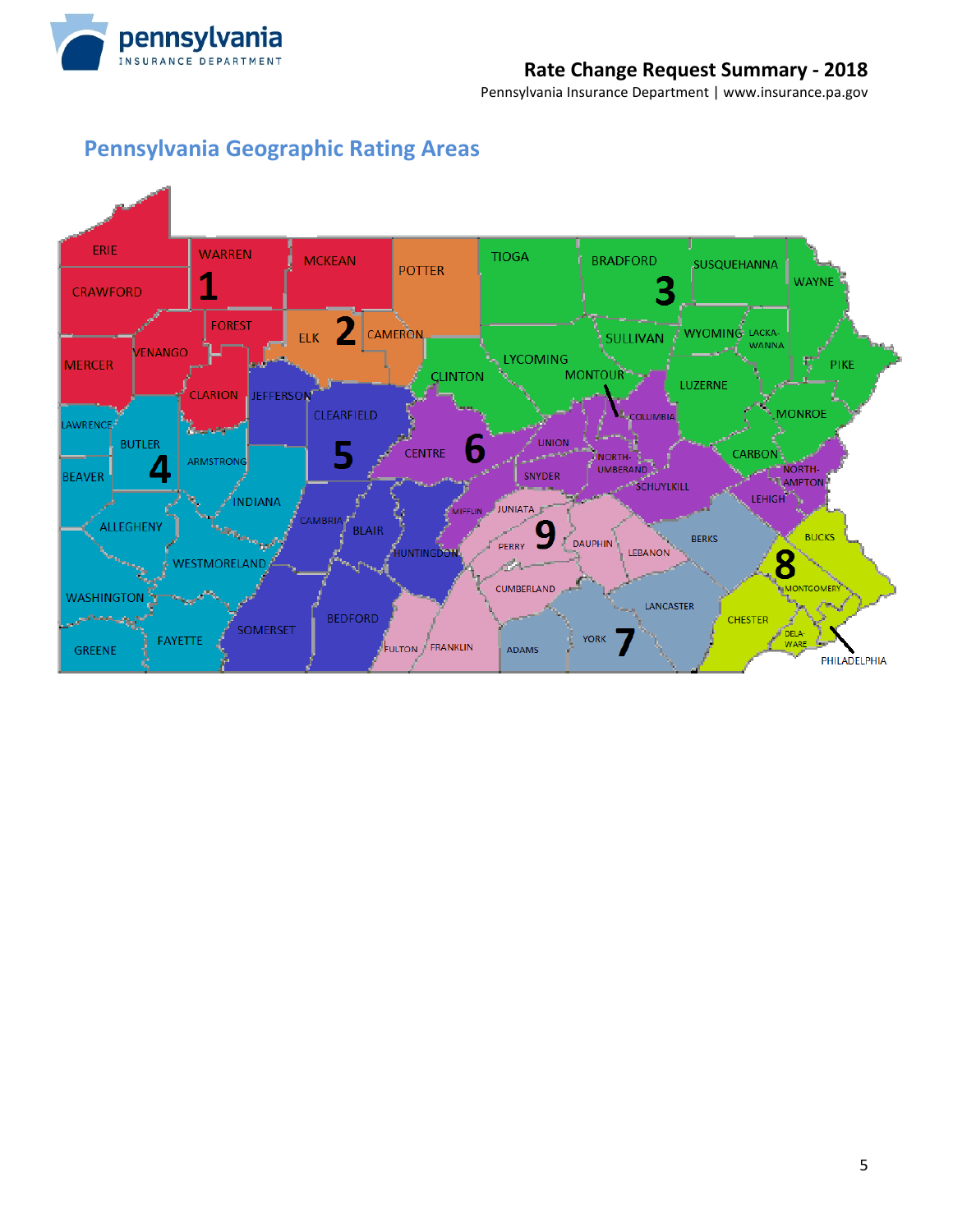## Pennsylvania Geographic Rating Areas

1
ERIE
CRAWFORD
WARREN
MCKEAN
FOREST
VENANGO
MERCER
CLARION

2
POTTER
ELK
CAMERON

3
TIOGA
BRADFORD
SUSQUEHANNA
WAYNE
SULLIVAN
WYOMING
LACKA-WANNA
LYCOMING
CLINTON
MONTOUR
LUZERNE
PIKE
MONROE
CARBON

4
LAWRENCE
BUTLER
BEAVER
ARMSTRONG
INDIANA
ALLEGHENY
WESTMORELAND
WASHINGTON
GREENE
FAYETTE

5
JEFFERSON
CLEARFIELD
CAMBRIA
BLAIR
HUNTINGDON
SOMERSET
BEDFORD

6
CENTRE
UNION
COLUMBIA
NORTH-UMBERAND
SNYDER
SCHUYLKILL
MIFFLIN
NORTH-AMPTON
LEHIGH

7
BERKS
LANCASTER
YORK
ADAMS

8
BUCKS
MONTGOMERY
CHESTER
DELA-WARE
PHILADELPHIA

9
JUNIATA
PERRY
DAUPHIN
LEBANON
CUMBERLAND
FULTON
FRANKLIN